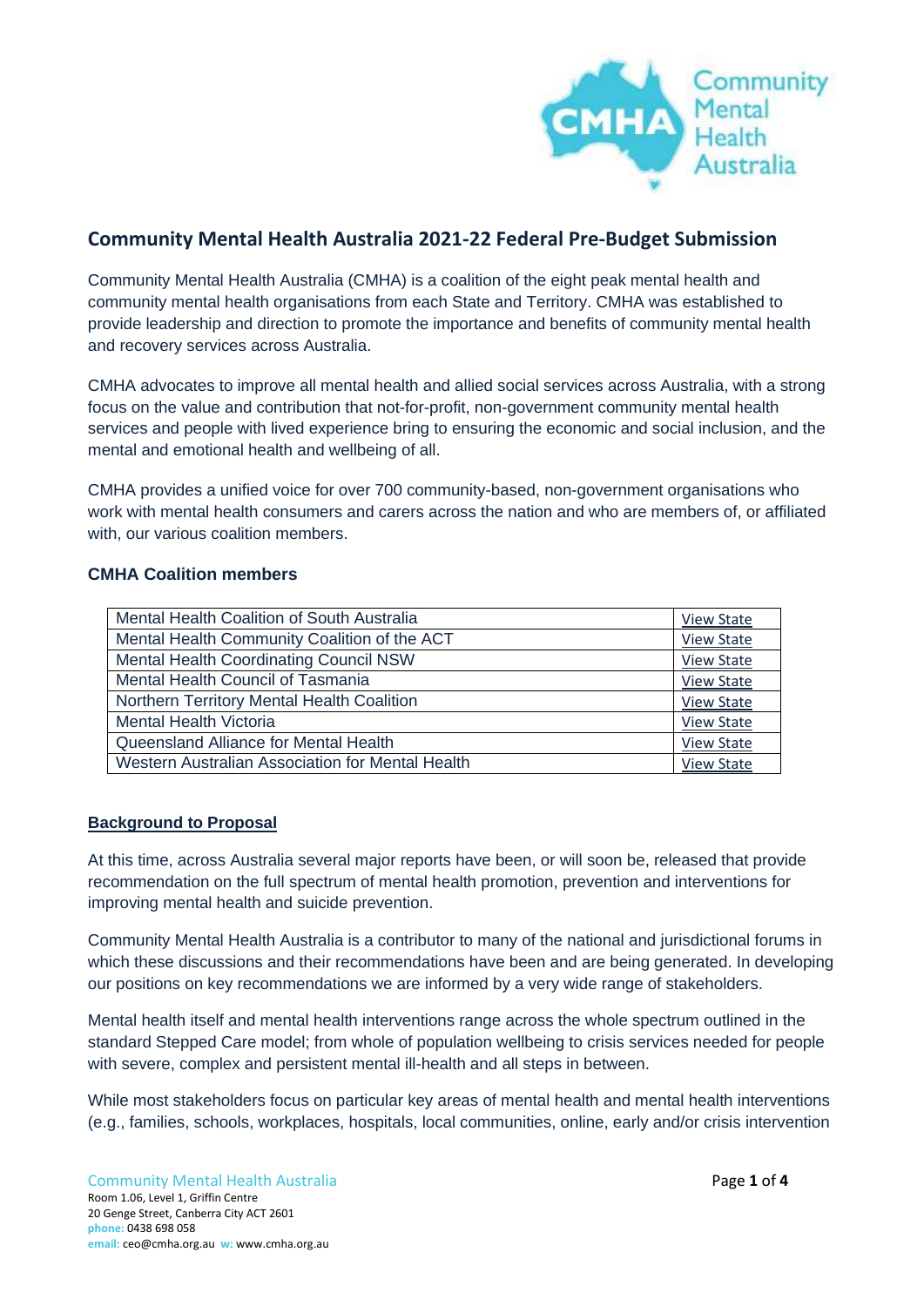## Community Mental Health Australia 2021-22 Federal Pre-Budget Submission

Community Mental Health Australia (CMHA) is a coalition of the eight peak mental health and community mental health organisations from each State and Territory. CMHA was established to provide leadership and direction to promote the importance and benefits of community mental health and recovery services across Australia.

CMHA advocates to improve all mental health and allied social services across Australia, with a strong focus on the value and contribution that not-for-profit, non-government community mental health services and people with lived experience bring to ensuring the economic and social inclusion, and the mental and emotional health and wellbeing of all.

CMHA provides a unified voice for over 700 community-based, non-government organisations who work with mental health consumers and carers across the nation and who are members of, or affiliated with, our various coalition members.

### CMHA Coalition members

| | |
|---|---|
| Mental Health Coalition of South Australia | View State |
| Mental Health Community Coalition of the ACT | View State |
| Mental Health Coordinating Council NSW | View State |
| Mental Health Council of Tasmania | View State |
| Northern Territory Mental Health Coalition | View State |
| Mental Health Victoria | View State |
| Queensland Alliance for Mental Health | View State |
| Western Australian Association for Mental Health | View State |

### Background to Proposal

At this time, across Australia several major reports have been, or will soon be, released that provide recommendation on the full spectrum of mental health promotion, prevention and interventions for improving mental health and suicide prevention.

Community Mental Health Australia is a contributor to many of the national and jurisdictional forums in which these discussions and their recommendations have been and are being generated. In developing our positions on key recommendations we are informed by a very wide range of stakeholders.

Mental health itself and mental health interventions range across the whole spectrum outlined in the standard Stepped Care model; from whole of population wellbeing to crisis services needed for people with severe, complex and persistent mental ill-health and all steps in between.

While most stakeholders focus on particular key areas of mental health and mental health interventions (e.g., families, schools, workplaces, hospitals, local communities, online, early and/or crisis intervention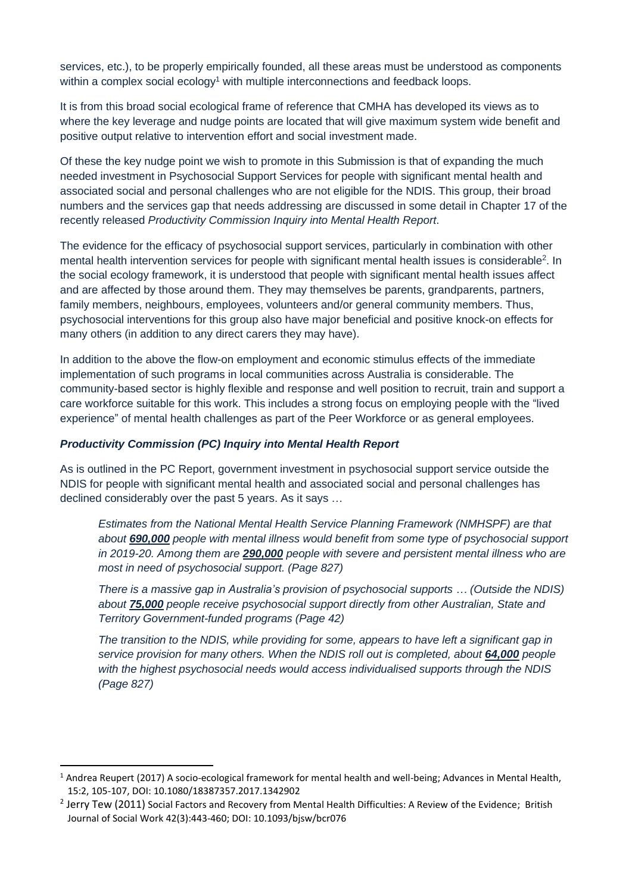services, etc.), to be properly empirically founded, all these areas must be understood as components within a complex social ecology[1] with multiple interconnections and feedback loops.

It is from this broad social ecological frame of reference that CMHA has developed its views as to where the key leverage and nudge points are located that will give maximum system wide benefit and positive output relative to intervention effort and social investment made.

Of these the key nudge point we wish to promote in this Submission is that of expanding the much needed investment in Psychosocial Support Services for people with significant mental health and associated social and personal challenges who are not eligible for the NDIS. This group, their broad numbers and the services gap that needs addressing are discussed in some detail in Chapter 17 of the recently released *Productivity Commission Inquiry into Mental Health Report*.

The evidence for the efficacy of psychosocial support services, particularly in combination with other mental health intervention services for people with significant mental health issues is considerable[2]. In the social ecology framework, it is understood that people with significant mental health issues affect and are affected by those around them. They may themselves be parents, grandparents, partners, family members, neighbours, employees, volunteers and/or general community members. Thus, psychosocial interventions for this group also have major beneficial and positive knock-on effects for many others (in addition to any direct carers they may have).

In addition to the above the flow-on employment and economic stimulus effects of the immediate implementation of such programs in local communities across Australia is considerable. The community-based sector is highly flexible and response and well position to recruit, train and support a care workforce suitable for this work. This includes a strong focus on employing people with the "lived experience" of mental health challenges as part of the Peer Workforce or as general employees.

### *Productivity Commission (PC) Inquiry into Mental Health Report*

As is outlined in the PC Report, government investment in psychosocial support service outside the NDIS for people with significant mental health and associated social and personal challenges has declined considerably over the past 5 years. As it says …

> *Estimates from the National Mental Health Service Planning Framework (NMHSPF) are that about* ***690,000*** *people with mental illness would benefit from some type of psychosocial support in 2019-20. Among them are* ***290,000*** *people with severe and persistent mental illness who are most in need of psychosocial support. (Page 827)*
>
> *There is a massive gap in Australia's provision of psychosocial supports … (Outside the NDIS) about* ***75,000*** *people receive psychosocial support directly from other Australian, State and Territory Government-funded programs (Page 42)*
>
> *The transition to the NDIS, while providing for some, appears to have left a significant gap in service provision for many others. When the NDIS roll out is completed, about* ***64,000*** *people with the highest psychosocial needs would access individualised supports through the NDIS (Page 827)*

---

[1] Andrea Reupert (2017) A socio-ecological framework for mental health and well-being; Advances in Mental Health, 15:2, 105-107, DOI: 10.1080/18387357.2017.1342902

[2] Jerry Tew (2011) Social Factors and Recovery from Mental Health Difficulties: A Review of the Evidence; British Journal of Social Work 42(3):443-460; DOI: 10.1093/bjsw/bcr076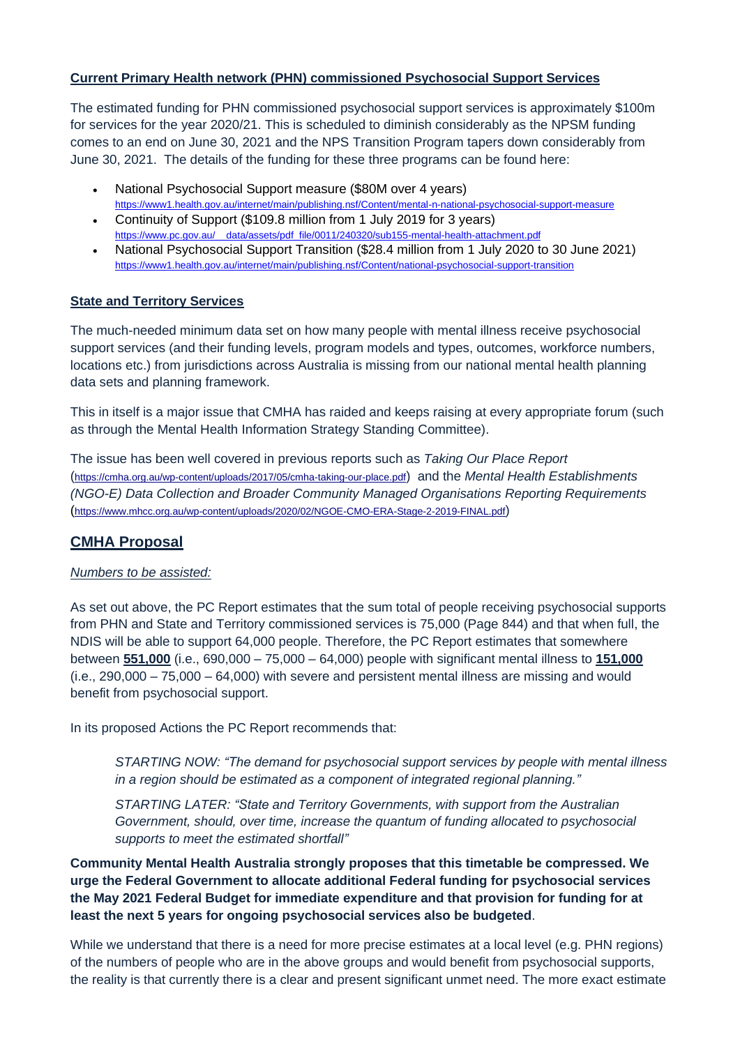**Current Primary Health network (PHN) commissioned Psychosocial Support Services**

The estimated funding for PHN commissioned psychosocial support services is approximately $100m for services for the year 2020/21. This is scheduled to diminish considerably as the NPSM funding comes to an end on June 30, 2021 and the NPS Transition Program tapers down considerably from June 30, 2021. The details of the funding for these three programs can be found here:

- National Psychosocial Support measure ($80M over 4 years) https://www1.health.gov.au/internet/main/publishing.nsf/Content/mental-n-national-psychosocial-support-measure
- Continuity of Support ($109.8 million from 1 July 2019 for 3 years) https://www.pc.gov.au/__data/assets/pdf_file/0011/240320/sub155-mental-health-attachment.pdf
- National Psychosocial Support Transition ($28.4 million from 1 July 2020 to 30 June 2021) https://www1.health.gov.au/internet/main/publishing.nsf/Content/national-psychosocial-support-transition

**State and Territory Services**

The much-needed minimum data set on how many people with mental illness receive psychosocial support services (and their funding levels, program models and types, outcomes, workforce numbers, locations etc.) from jurisdictions across Australia is missing from our national mental health planning data sets and planning framework.

This in itself is a major issue that CMHA has raided and keeps raising at every appropriate forum (such as through the Mental Health Information Strategy Standing Committee).

The issue has been well covered in previous reports such as *Taking Our Place Report* (https://cmha.org.au/wp-content/uploads/2017/05/cmha-taking-our-place.pdf) and the *Mental Health Establishments (NGO-E) Data Collection and Broader Community Managed Organisations Reporting Requirements* (https://www.mhcc.org.au/wp-content/uploads/2020/02/NGOE-CMO-ERA-Stage-2-2019-FINAL.pdf)

## CMHA Proposal

*Numbers to be assisted:*

As set out above, the PC Report estimates that the sum total of people receiving psychosocial supports from PHN and State and Territory commissioned services is 75,000 (Page 844) and that when full, the NDIS will be able to support 64,000 people. Therefore, the PC Report estimates that somewhere between **551,000** (i.e., 690,000 – 75,000 – 64,000) people with significant mental illness to **151,000** (i.e., 290,000 – 75,000 – 64,000) with severe and persistent mental illness are missing and would benefit from psychosocial support.

In its proposed Actions the PC Report recommends that:

> *STARTING NOW: "The demand for psychosocial support services by people with mental illness in a region should be estimated as a component of integrated regional planning."*
>
> *STARTING LATER: "State and Territory Governments, with support from the Australian Government, should, over time, increase the quantum of funding allocated to psychosocial supports to meet the estimated shortfall"*

**Community Mental Health Australia strongly proposes that this timetable be compressed. We urge the Federal Government to allocate additional Federal funding for psychosocial services the May 2021 Federal Budget for immediate expenditure and that provision for funding for at least the next 5 years for ongoing psychosocial services also be budgeted**.

While we understand that there is a need for more precise estimates at a local level (e.g. PHN regions) of the numbers of people who are in the above groups and would benefit from psychosocial supports, the reality is that currently there is a clear and present significant unmet need. The more exact estimate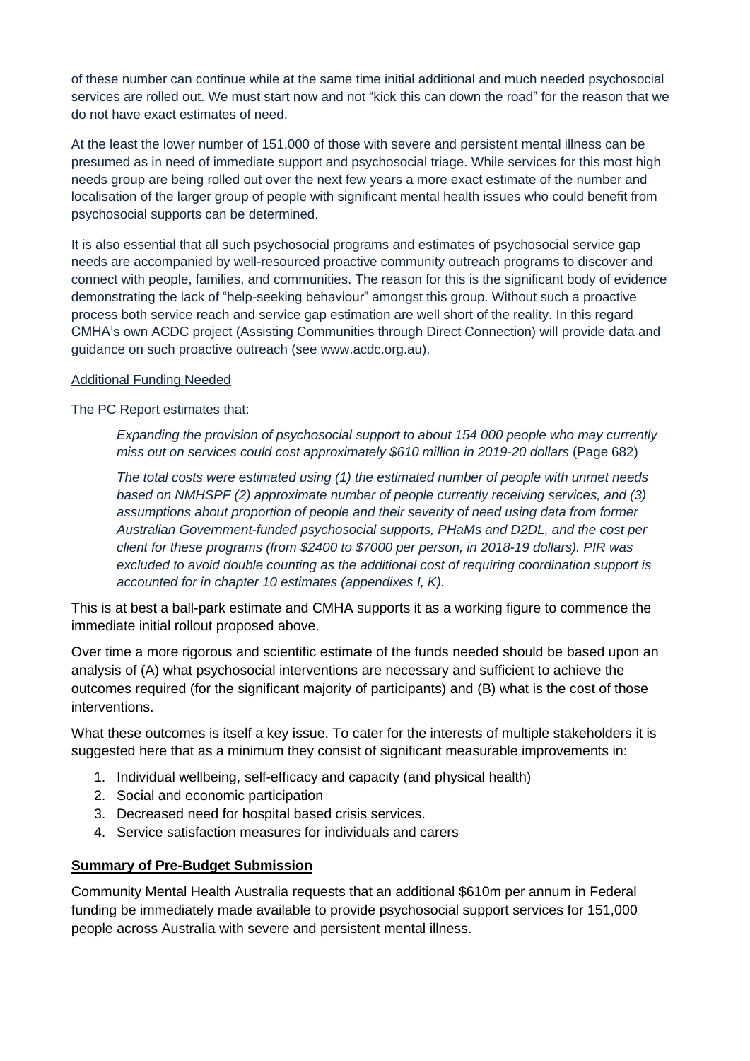of these number can continue while at the same time initial additional and much needed psychosocial services are rolled out. We must start now and not "kick this can down the road" for the reason that we do not have exact estimates of need.

At the least the lower number of 151,000 of those with severe and persistent mental illness can be presumed as in need of immediate support and psychosocial triage. While services for this most high needs group are being rolled out over the next few years a more exact estimate of the number and localisation of the larger group of people with significant mental health issues who could benefit from psychosocial supports can be determined.

It is also essential that all such psychosocial programs and estimates of psychosocial service gap needs are accompanied by well-resourced proactive community outreach programs to discover and connect with people, families, and communities. The reason for this is the significant body of evidence demonstrating the lack of "help-seeking behaviour" amongst this group. Without such a proactive process both service reach and service gap estimation are well short of the reality. In this regard CMHA's own ACDC project (Assisting Communities through Direct Connection) will provide data and guidance on such proactive outreach (see www.acdc.org.au).

Additional Funding Needed

The PC Report estimates that:

> *Expanding the provision of psychosocial support to about 154 000 people who may currently miss out on services could cost approximately $610 million in 2019-20 dollars* (Page 682)
>
> *The total costs were estimated using (1) the estimated number of people with unmet needs based on NMHSPF (2) approximate number of people currently receiving services, and (3) assumptions about proportion of people and their severity of need using data from former Australian Government-funded psychosocial supports, PHaMs and D2DL, and the cost per client for these programs (from $2400 to $7000 per person, in 2018-19 dollars). PIR was excluded to avoid double counting as the additional cost of requiring coordination support is accounted for in chapter 10 estimates (appendixes I, K).*

This is at best a ball-park estimate and CMHA supports it as a working figure to commence the immediate initial rollout proposed above.

Over time a more rigorous and scientific estimate of the funds needed should be based upon an analysis of (A) what psychosocial interventions are necessary and sufficient to achieve the outcomes required (for the significant majority of participants) and (B) what is the cost of those interventions.

What these outcomes is itself a key issue. To cater for the interests of multiple stakeholders it is suggested here that as a minimum they consist of significant measurable improvements in:

1. Individual wellbeing, self-efficacy and capacity (and physical health)
2. Social and economic participation
3. Decreased need for hospital based crisis services.
4. Service satisfaction measures for individuals and carers

**Summary of Pre-Budget Submission**

Community Mental Health Australia requests that an additional $610m per annum in Federal funding be immediately made available to provide psychosocial support services for 151,000 people across Australia with severe and persistent mental illness.